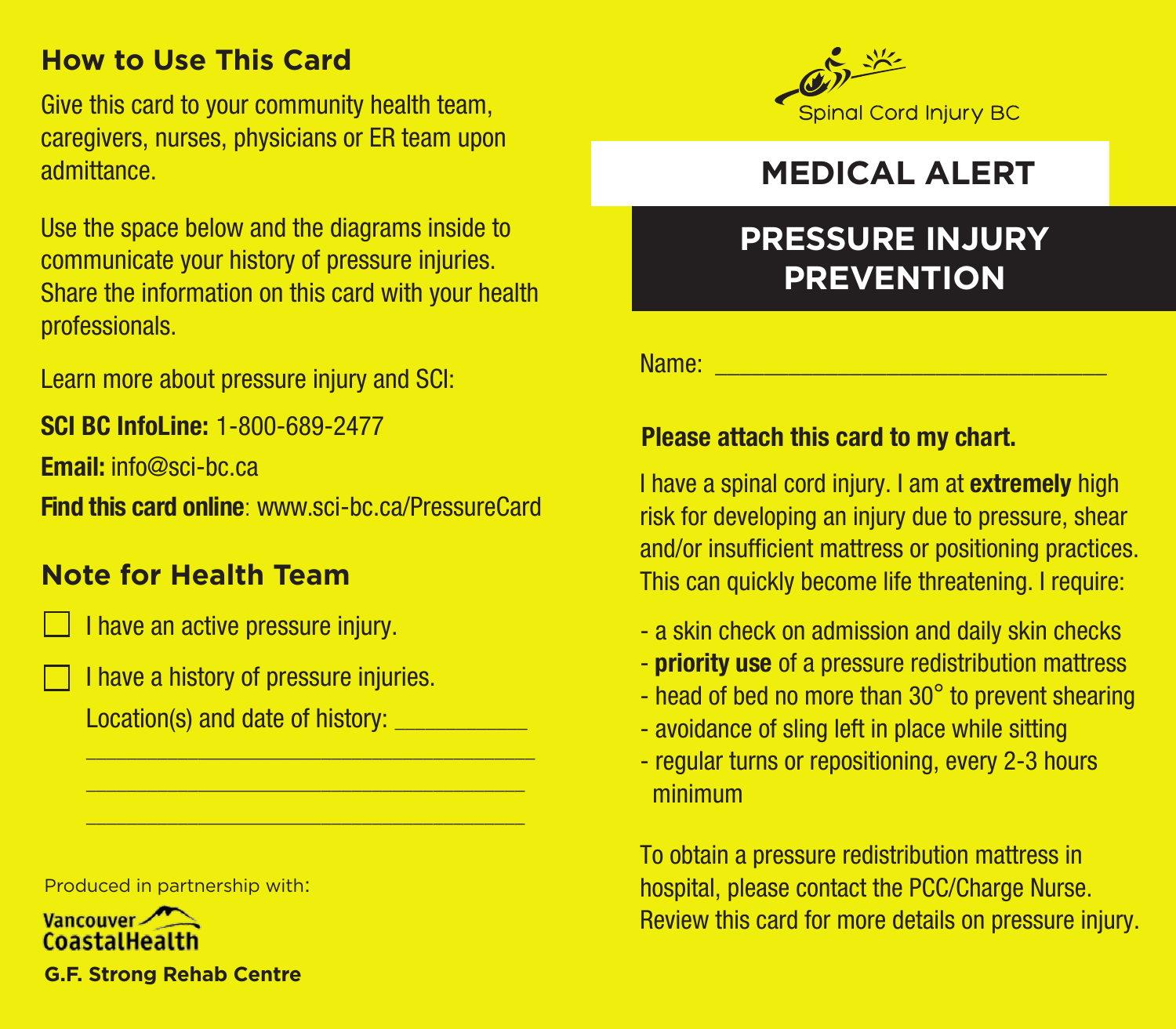## How to Use This Card

Give this card to your community health team, caregivers, nurses, physicians or ER team upon admittance.

Use the space below and the diagrams inside to communicate your history of pressure injuries. Share the information on this card with your health professionals.

Learn more about pressure injury and SCI:

**SCI BC InfoLine:** 1-800-689-2477

**Email:** info@sci-bc.ca

**Find this card online**: www.sci-bc.ca/PressureCard

## Note for Health Team

- [ ] I have an active pressure injury.
- [ ] I have a history of pressure injuries.

Location(s) and date of history: __________

____________________________________

____________________________________

____________________________________

Produced in partnership with:

Vancouver CoastalHealth

**G.F. Strong Rehab Centre**

Spinal Cord Injury BC

# MEDICAL ALERT

## PRESSURE INJURY PREVENTION

Name: ______________________________

**Please attach this card to my chart.**

I have a spinal cord injury. I am at **extremely** high risk for developing an injury due to pressure, shear and/or insufficient mattress or positioning practices. This can quickly become life threatening. I require:

- a skin check on admission and daily skin checks
- **priority use** of a pressure redistribution mattress
- head of bed no more than 30° to prevent shearing
- avoidance of sling left in place while sitting
- regular turns or repositioning, every 2-3 hours minimum

To obtain a pressure redistribution mattress in hospital, please contact the PCC/Charge Nurse. Review this card for more details on pressure injury.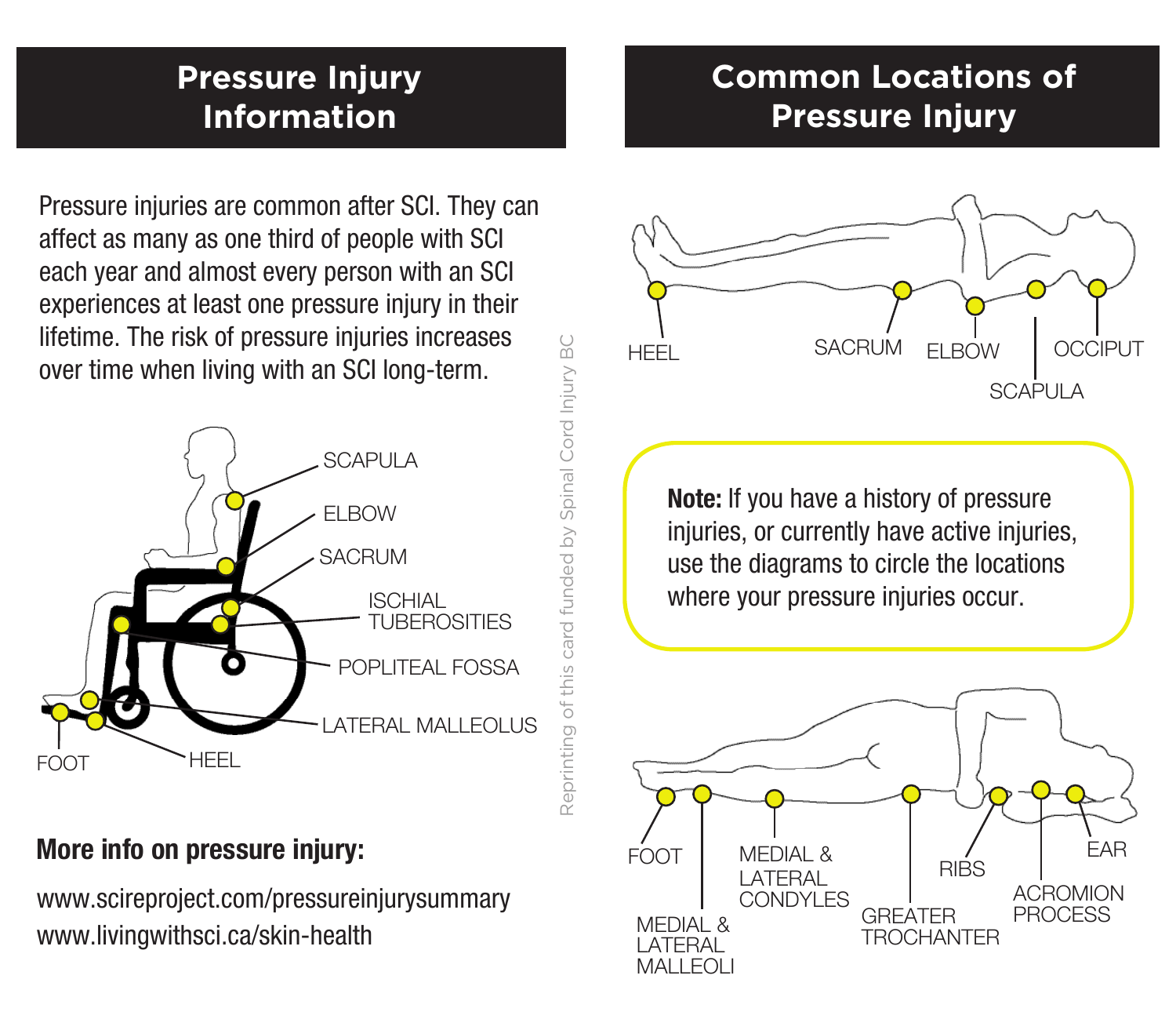# Pressure Injury Information

Pressure injuries are common after SCI. They can affect as many as one third of people with SCI each year and almost every person with an SCI experiences at least one pressure injury in their lifetime. The risk of pressure injuries increases over time when living with an SCI long-term.

SCAPULA
ELBOW
SACRUM
ISCHIAL TUBEROSITIES
POPLITEAL FOSSA
LATERAL MALLEOLUS
FOOT
HEEL

**More info on pressure injury:**

www.scireproject.com/pressureinjurysummary
www.livingwithsci.ca/skin-health

Reprinting of this card funded by Spinal Cord Injury BC

# Common Locations of Pressure Injury

HEEL
SACRUM
ELBOW
OCCIPUT
SCAPULA

**Note:** If you have a history of pressure injuries, or currently have active injuries, use the diagrams to circle the locations where your pressure injuries occur.

FOOT
MEDIAL & LATERAL MALLEOLI
MEDIAL & LATERAL CONDYLES
GREATER TROCHANTER
RIBS
ACROMION PROCESS
EAR